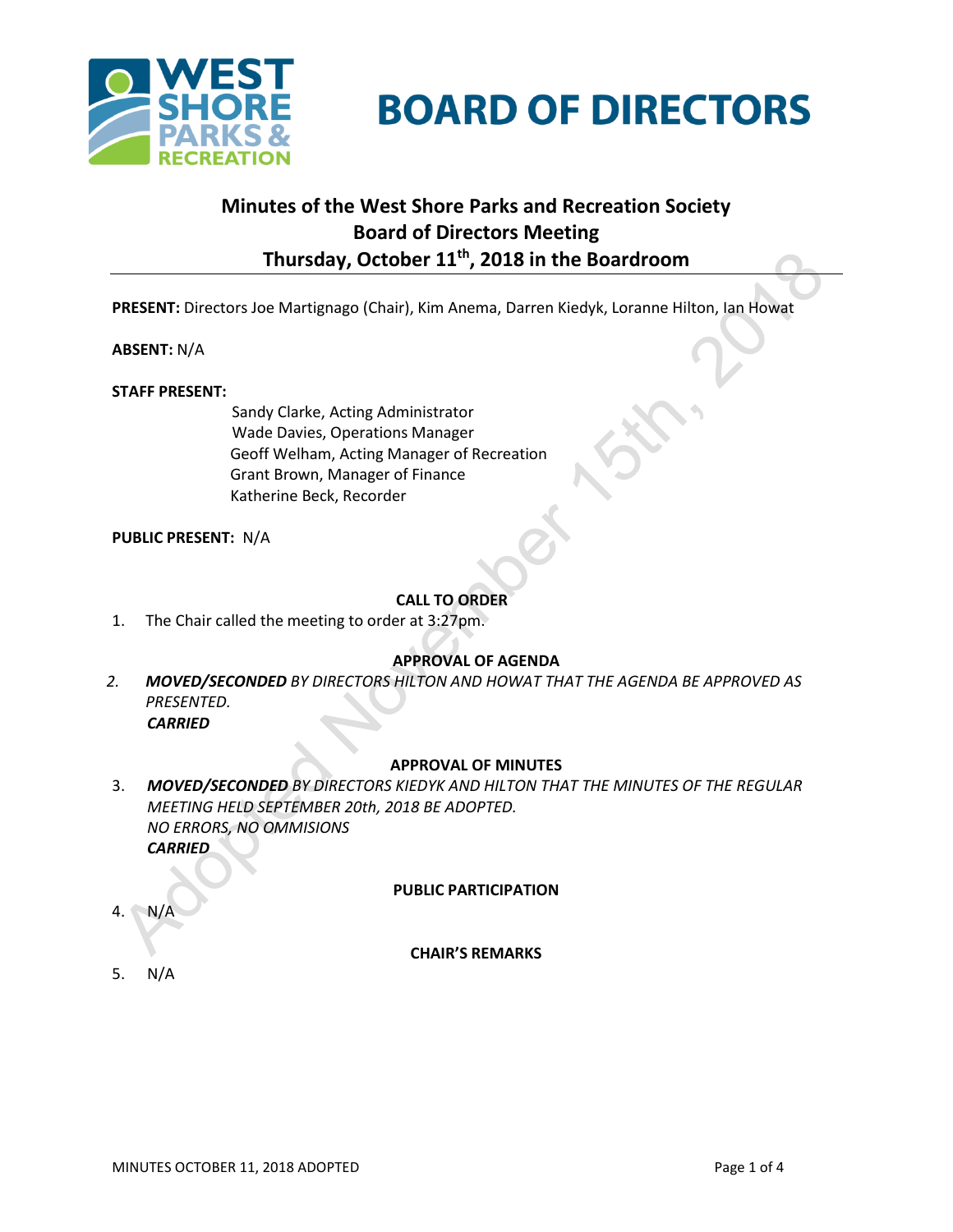# BOARD OF DIRECTORS

## Minutes of the West Shore Parks and Recreation Society Board of Directors Meeting Thursday, October 11th, 2018 in the Boardroom

**PRESENT:** Directors Joe Martignago (Chair), Kim Anema, Darren Kiedyk, Loranne Hilton, Ian Howat

**ABSENT:** N/A

**STAFF PRESENT:**

Sandy Clarke, Acting Administrator
Wade Davies, Operations Manager
Geoff Welham, Acting Manager of Recreation
Grant Brown, Manager of Finance
Katherine Beck, Recorder

**PUBLIC PRESENT:** N/A

### CALL TO ORDER

1. The Chair called the meeting to order at 3:27pm.

### APPROVAL OF AGENDA

2. ***MOVED/SECONDED*** *BY DIRECTORS HILTON AND HOWAT THAT THE AGENDA BE APPROVED AS PRESENTED.*
   ***CARRIED***

### APPROVAL OF MINUTES

3. ***MOVED/SECONDED*** *BY DIRECTORS KIEDYK AND HILTON THAT THE MINUTES OF THE REGULAR MEETING HELD SEPTEMBER 20th, 2018 BE ADOPTED.*
   *NO ERRORS, NO OMMISIONS*
   ***CARRIED***

### PUBLIC PARTICIPATION

4. N/A

### CHAIR'S REMARKS

5. N/A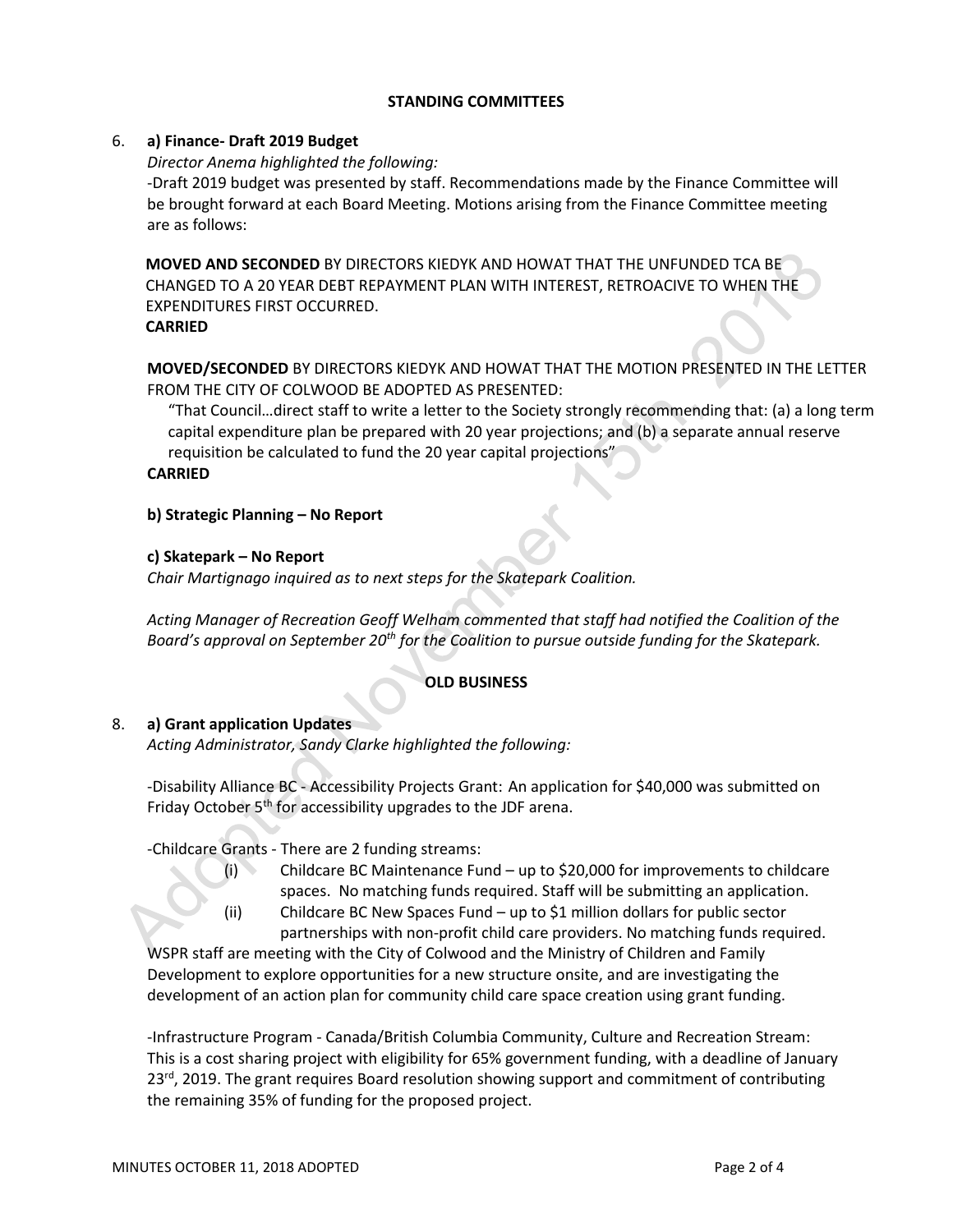**STANDING COMMITTEES**

6. **a) Finance- Draft 2019 Budget**

*Director Anema highlighted the following:*

-Draft 2019 budget was presented by staff. Recommendations made by the Finance Committee will be brought forward at each Board Meeting. Motions arising from the Finance Committee meeting are as follows:

**MOVED AND SECONDED** BY DIRECTORS KIEDYK AND HOWAT THAT THE UNFUNDED TCA BE CHANGED TO A 20 YEAR DEBT REPAYMENT PLAN WITH INTEREST, RETROACIVE TO WHEN THE EXPENDITURES FIRST OCCURRED.
**CARRIED**

**MOVED/SECONDED** BY DIRECTORS KIEDYK AND HOWAT THAT THE MOTION PRESENTED IN THE LETTER FROM THE CITY OF COLWOOD BE ADOPTED AS PRESENTED:

"That Council…direct staff to write a letter to the Society strongly recommending that: (a) a long term capital expenditure plan be prepared with 20 year projections; and (b) a separate annual reserve requisition be calculated to fund the 20 year capital projections"

**CARRIED**

**b) Strategic Planning – No Report**

**c) Skatepark – No Report**

*Chair Martignago inquired as to next steps for the Skatepark Coalition.*

*Acting Manager of Recreation Geoff Welham commented that staff had notified the Coalition of the Board's approval on September 20th for the Coalition to pursue outside funding for the Skatepark.*

**OLD BUSINESS**

8. **a) Grant application Updates**

*Acting Administrator, Sandy Clarke highlighted the following:*

-Disability Alliance BC - Accessibility Projects Grant: An application for $40,000 was submitted on Friday October 5th for accessibility upgrades to the JDF arena.

-Childcare Grants - There are 2 funding streams:

(i) Childcare BC Maintenance Fund – up to $20,000 for improvements to childcare spaces. No matching funds required. Staff will be submitting an application.

(ii) Childcare BC New Spaces Fund – up to $1 million dollars for public sector partnerships with non-profit child care providers. No matching funds required.

WSPR staff are meeting with the City of Colwood and the Ministry of Children and Family Development to explore opportunities for a new structure onsite, and are investigating the development of an action plan for community child care space creation using grant funding.

-Infrastructure Program - Canada/British Columbia Community, Culture and Recreation Stream: This is a cost sharing project with eligibility for 65% government funding, with a deadline of January 23rd, 2019. The grant requires Board resolution showing support and commitment of contributing the remaining 35% of funding for the proposed project.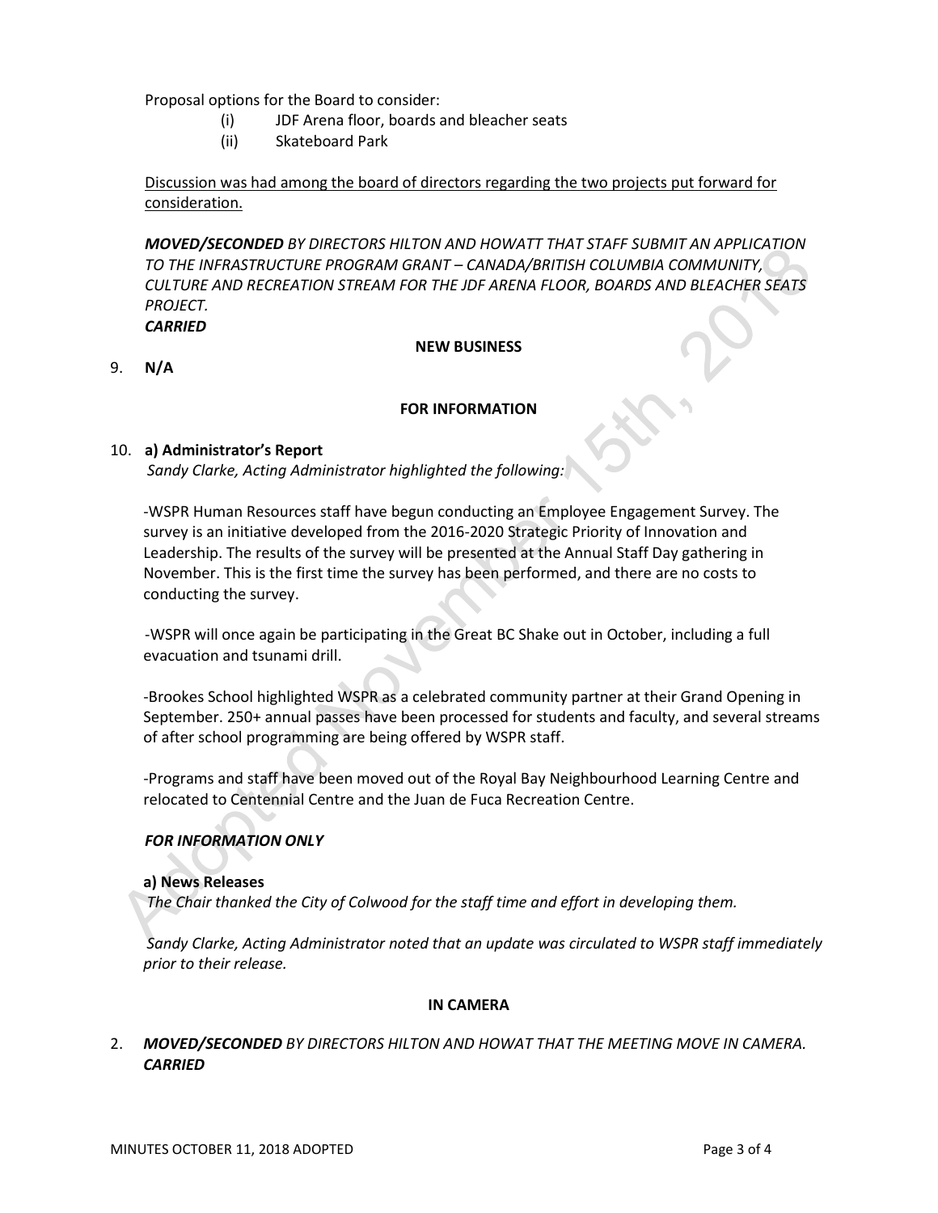Proposal options for the Board to consider:

- (i) JDF Arena floor, boards and bleacher seats
- (ii) Skateboard Park

<u>Discussion was had among the board of directors regarding the two projects put forward for consideration.</u>

***MOVED/SECONDED*** *BY DIRECTORS HILTON AND HOWATT THAT STAFF SUBMIT AN APPLICATION TO THE INFRASTRUCTURE PROGRAM GRANT – CANADA/BRITISH COLUMBIA COMMUNITY, CULTURE AND RECREATION STREAM FOR THE JDF ARENA FLOOR, BOARDS AND BLEACHER SEATS PROJECT.*
***CARRIED***

**NEW BUSINESS**

9. **N/A**

**FOR INFORMATION**

10. **a) Administrator's Report**
*Sandy Clarke, Acting Administrator highlighted the following:*

-WSPR Human Resources staff have begun conducting an Employee Engagement Survey. The survey is an initiative developed from the 2016-2020 Strategic Priority of Innovation and Leadership. The results of the survey will be presented at the Annual Staff Day gathering in November. This is the first time the survey has been performed, and there are no costs to conducting the survey.

-WSPR will once again be participating in the Great BC Shake out in October, including a full evacuation and tsunami drill.

-Brookes School highlighted WSPR as a celebrated community partner at their Grand Opening in September. 250+ annual passes have been processed for students and faculty, and several streams of after school programming are being offered by WSPR staff.

-Programs and staff have been moved out of the Royal Bay Neighbourhood Learning Centre and relocated to Centennial Centre and the Juan de Fuca Recreation Centre.

***FOR INFORMATION ONLY***

**a) News Releases**
*The Chair thanked the City of Colwood for the staff time and effort in developing them.*

*Sandy Clarke, Acting Administrator noted that an update was circulated to WSPR staff immediately prior to their release.*

**IN CAMERA**

2. ***MOVED/SECONDED*** *BY DIRECTORS HILTON AND HOWAT THAT THE MEETING MOVE IN CAMERA.*
***CARRIED***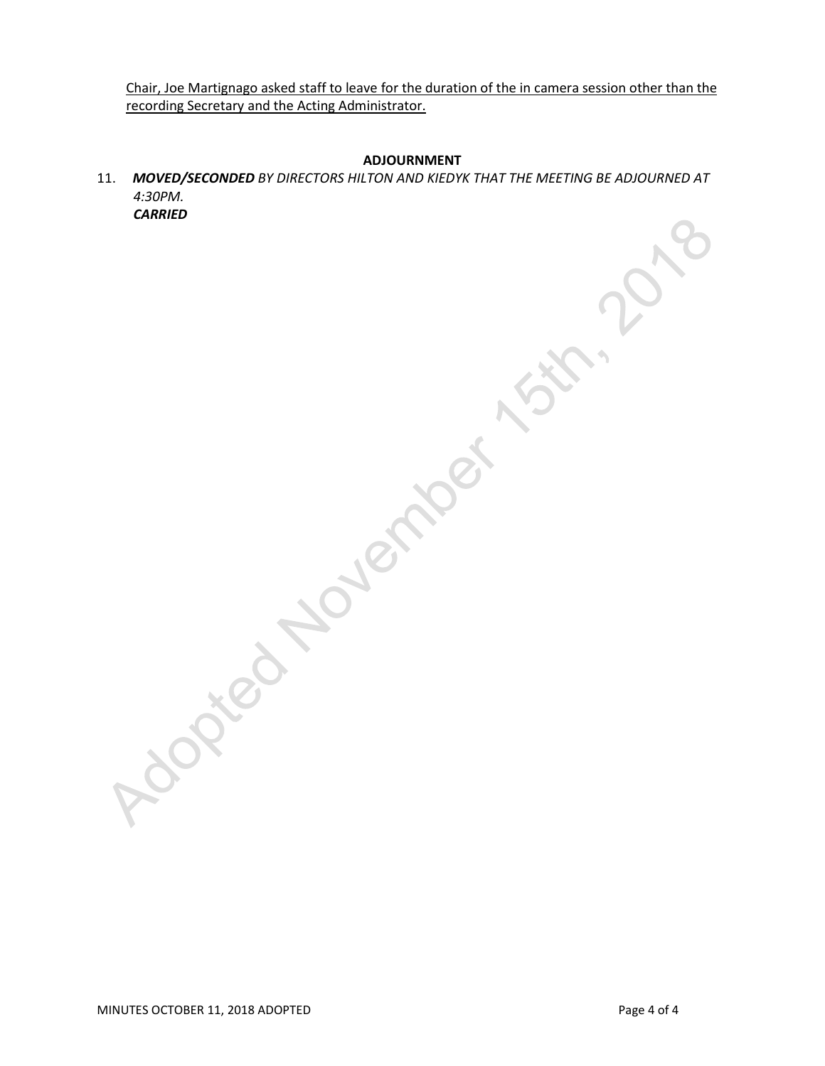Chair, Joe Martignago asked staff to leave for the duration of the in camera session other than the recording Secretary and the Acting Administrator.

**ADJOURNMENT**

11. ***MOVED/SECONDED*** *BY DIRECTORS HILTON AND KIEDYK THAT THE MEETING BE ADJOURNED AT 4:30PM.*
    ***CARRIED***

Adopted November 15th, 2018